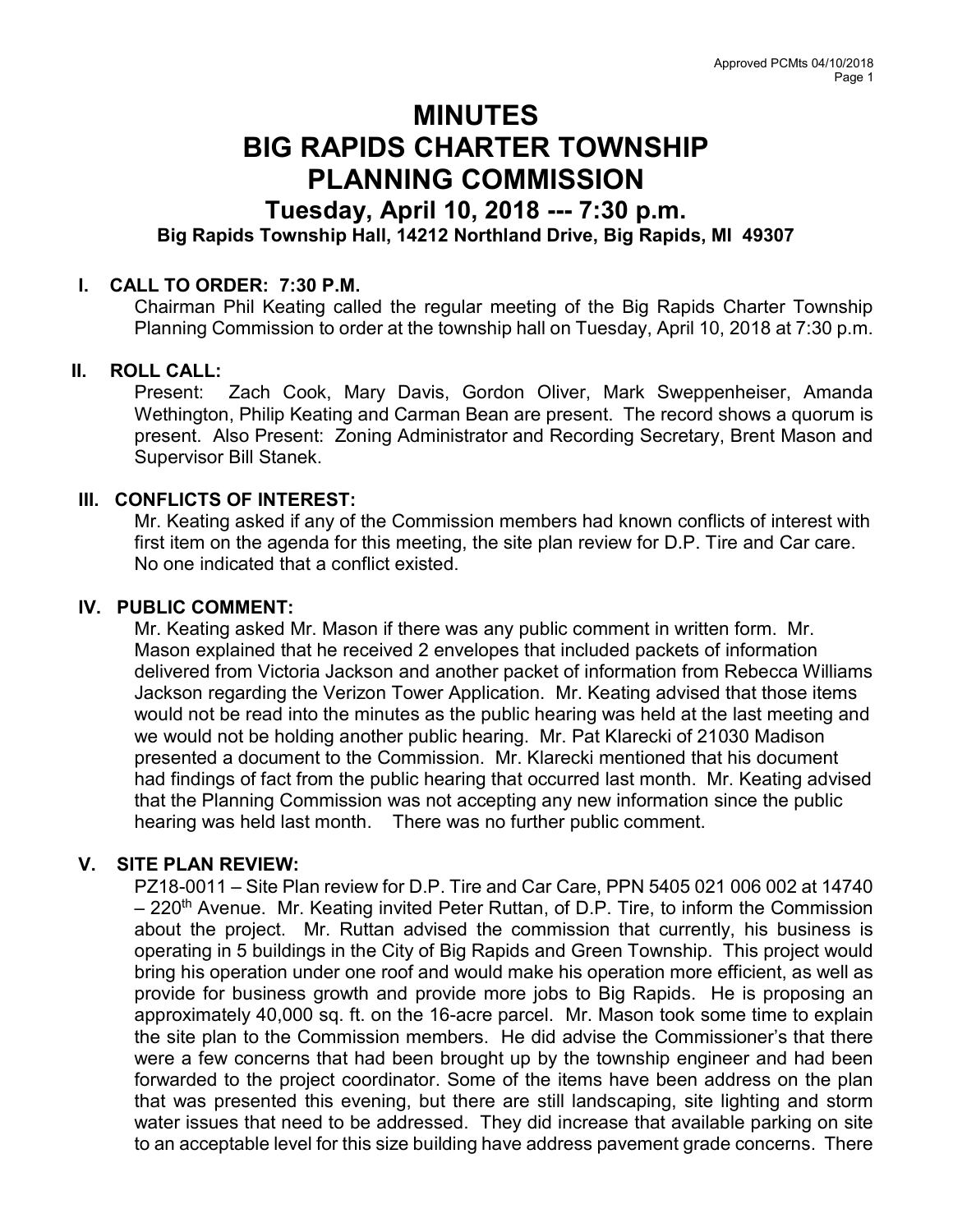# MINUTES
# BIG RAPIDS CHARTER TOWNSHIP
# PLANNING COMMISSION
## Tuesday, April 10, 2018 --- 7:30 p.m.
### Big Rapids Township Hall, 14212 Northland Drive, Big Rapids, MI 49307

**I. CALL TO ORDER: 7:30 P.M.**

Chairman Phil Keating called the regular meeting of the Big Rapids Charter Township Planning Commission to order at the township hall on Tuesday, April 10, 2018 at 7:30 p.m.

**II. ROLL CALL:**

Present: Zach Cook, Mary Davis, Gordon Oliver, Mark Sweppenheiser, Amanda Wethington, Philip Keating and Carman Bean are present. The record shows a quorum is present. Also Present: Zoning Administrator and Recording Secretary, Brent Mason and Supervisor Bill Stanek.

**III. CONFLICTS OF INTEREST:**

Mr. Keating asked if any of the Commission members had known conflicts of interest with first item on the agenda for this meeting, the site plan review for D.P. Tire and Car care. No one indicated that a conflict existed.

**IV. PUBLIC COMMENT:**

Mr. Keating asked Mr. Mason if there was any public comment in written form. Mr. Mason explained that he received 2 envelopes that included packets of information delivered from Victoria Jackson and another packet of information from Rebecca Williams Jackson regarding the Verizon Tower Application. Mr. Keating advised that those items would not be read into the minutes as the public hearing was held at the last meeting and we would not be holding another public hearing. Mr. Pat Klarecki of 21030 Madison presented a document to the Commission. Mr. Klarecki mentioned that his document had findings of fact from the public hearing that occurred last month. Mr. Keating advised that the Planning Commission was not accepting any new information since the public hearing was held last month. There was no further public comment.

**V. SITE PLAN REVIEW:**

PZ18-0011 – Site Plan review for D.P. Tire and Car Care, PPN 5405 021 006 002 at 14740 – 220th Avenue. Mr. Keating invited Peter Ruttan, of D.P. Tire, to inform the Commission about the project. Mr. Ruttan advised the commission that currently, his business is operating in 5 buildings in the City of Big Rapids and Green Township. This project would bring his operation under one roof and would make his operation more efficient, as well as provide for business growth and provide more jobs to Big Rapids. He is proposing an approximately 40,000 sq. ft. on the 16-acre parcel. Mr. Mason took some time to explain the site plan to the Commission members. He did advise the Commissioner's that there were a few concerns that had been brought up by the township engineer and had been forwarded to the project coordinator. Some of the items have been address on the plan that was presented this evening, but there are still landscaping, site lighting and storm water issues that need to be addressed. They did increase that available parking on site to an acceptable level for this size building have address pavement grade concerns. There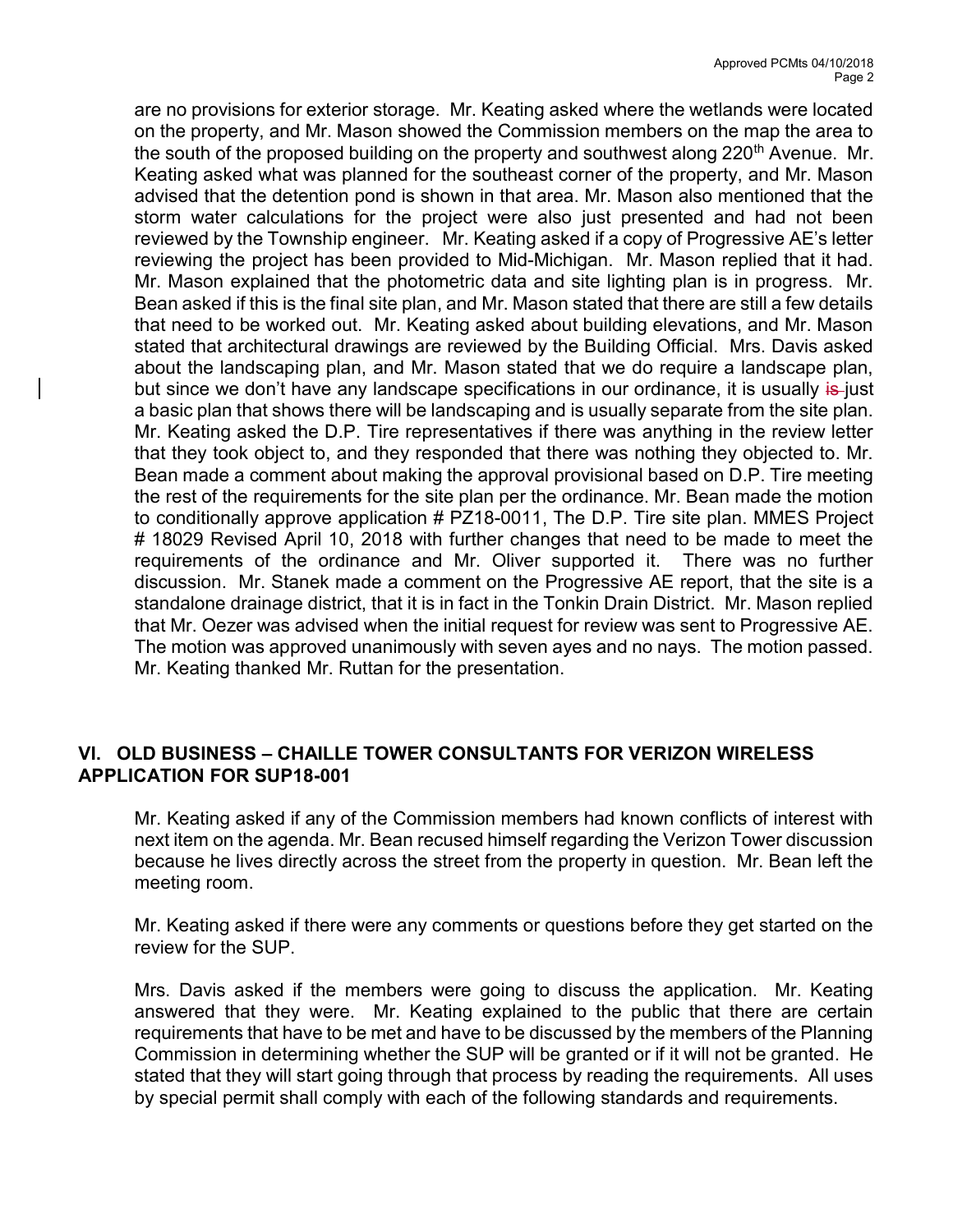are no provisions for exterior storage. Mr. Keating asked where the wetlands were located on the property, and Mr. Mason showed the Commission members on the map the area to the south of the proposed building on the property and southwest along 220th Avenue. Mr. Keating asked what was planned for the southeast corner of the property, and Mr. Mason advised that the detention pond is shown in that area. Mr. Mason also mentioned that the storm water calculations for the project were also just presented and had not been reviewed by the Township engineer. Mr. Keating asked if a copy of Progressive AE's letter reviewing the project has been provided to Mid-Michigan. Mr. Mason replied that it had. Mr. Mason explained that the photometric data and site lighting plan is in progress. Mr. Bean asked if this is the final site plan, and Mr. Mason stated that there are still a few details that need to be worked out. Mr. Keating asked about building elevations, and Mr. Mason stated that architectural drawings are reviewed by the Building Official. Mrs. Davis asked about the landscaping plan, and Mr. Mason stated that we do require a landscape plan, but since we don't have any landscape specifications in our ordinance, it is usually ~~is~~ just a basic plan that shows there will be landscaping and is usually separate from the site plan. Mr. Keating asked the D.P. Tire representatives if there was anything in the review letter that they took object to, and they responded that there was nothing they objected to. Mr. Bean made a comment about making the approval provisional based on D.P. Tire meeting the rest of the requirements for the site plan per the ordinance. Mr. Bean made the motion to conditionally approve application # PZ18-0011, The D.P. Tire site plan. MMES Project # 18029 Revised April 10, 2018 with further changes that need to be made to meet the requirements of the ordinance and Mr. Oliver supported it. There was no further discussion. Mr. Stanek made a comment on the Progressive AE report, that the site is a standalone drainage district, that it is in fact in the Tonkin Drain District. Mr. Mason replied that Mr. Oezer was advised when the initial request for review was sent to Progressive AE. The motion was approved unanimously with seven ayes and no nays. The motion passed. Mr. Keating thanked Mr. Ruttan for the presentation.

## VI. OLD BUSINESS – CHAILLE TOWER CONSULTANTS FOR VERIZON WIRELESS APPLICATION FOR SUP18-001

Mr. Keating asked if any of the Commission members had known conflicts of interest with next item on the agenda. Mr. Bean recused himself regarding the Verizon Tower discussion because he lives directly across the street from the property in question. Mr. Bean left the meeting room.

Mr. Keating asked if there were any comments or questions before they get started on the review for the SUP.

Mrs. Davis asked if the members were going to discuss the application. Mr. Keating answered that they were. Mr. Keating explained to the public that there are certain requirements that have to be met and have to be discussed by the members of the Planning Commission in determining whether the SUP will be granted or if it will not be granted. He stated that they will start going through that process by reading the requirements. All uses by special permit shall comply with each of the following standards and requirements.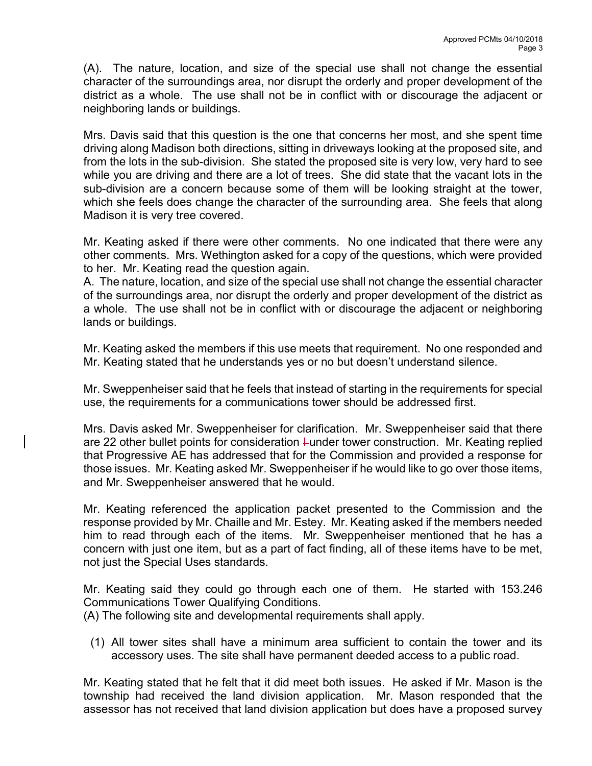(A). The nature, location, and size of the special use shall not change the essential character of the surroundings area, nor disrupt the orderly and proper development of the district as a whole. The use shall not be in conflict with or discourage the adjacent or neighboring lands or buildings.

Mrs. Davis said that this question is the one that concerns her most, and she spent time driving along Madison both directions, sitting in driveways looking at the proposed site, and from the lots in the sub-division. She stated the proposed site is very low, very hard to see while you are driving and there are a lot of trees. She did state that the vacant lots in the sub-division are a concern because some of them will be looking straight at the tower, which she feels does change the character of the surrounding area. She feels that along Madison it is very tree covered.

Mr. Keating asked if there were other comments. No one indicated that there were any other comments. Mrs. Wethington asked for a copy of the questions, which were provided to her. Mr. Keating read the question again.

A. The nature, location, and size of the special use shall not change the essential character of the surroundings area, nor disrupt the orderly and proper development of the district as a whole. The use shall not be in conflict with or discourage the adjacent or neighboring lands or buildings.

Mr. Keating asked the members if this use meets that requirement. No one responded and Mr. Keating stated that he understands yes or no but doesn't understand silence.

Mr. Sweppenheiser said that he feels that instead of starting in the requirements for special use, the requirements for a communications tower should be addressed first.

Mrs. Davis asked Mr. Sweppenheiser for clarification. Mr. Sweppenheiser said that there are 22 other bullet points for consideration under tower construction. Mr. Keating replied that Progressive AE has addressed that for the Commission and provided a response for those issues. Mr. Keating asked Mr. Sweppenheiser if he would like to go over those items, and Mr. Sweppenheiser answered that he would.

Mr. Keating referenced the application packet presented to the Commission and the response provided by Mr. Chaille and Mr. Estey. Mr. Keating asked if the members needed him to read through each of the items. Mr. Sweppenheiser mentioned that he has a concern with just one item, but as a part of fact finding, all of these items have to be met, not just the Special Uses standards.

Mr. Keating said they could go through each one of them. He started with 153.246 Communications Tower Qualifying Conditions.

(A) The following site and developmental requirements shall apply.

(1) All tower sites shall have a minimum area sufficient to contain the tower and its accessory uses. The site shall have permanent deeded access to a public road.

Mr. Keating stated that he felt that it did meet both issues. He asked if Mr. Mason is the township had received the land division application. Mr. Mason responded that the assessor has not received that land division application but does have a proposed survey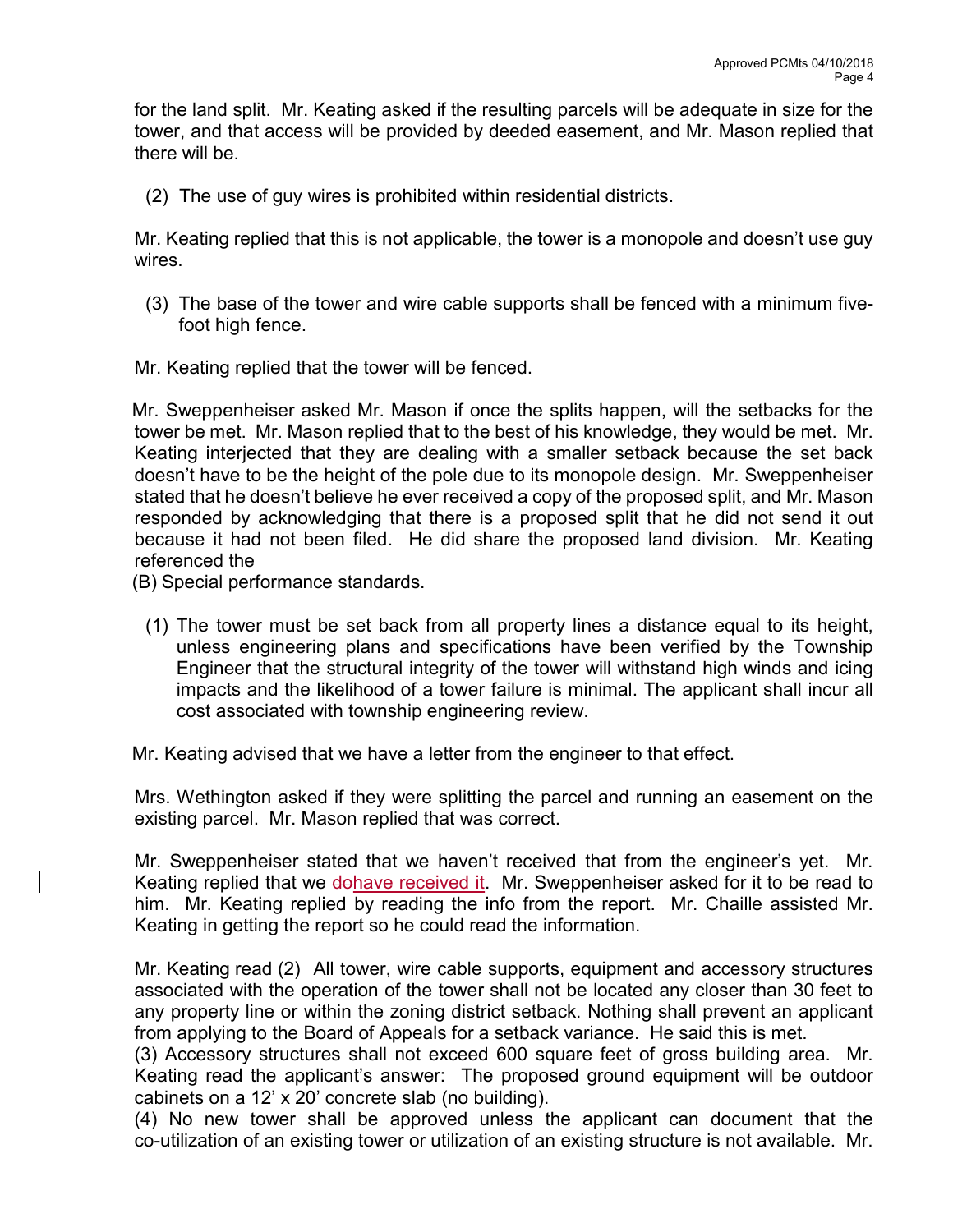for the land split. Mr. Keating asked if the resulting parcels will be adequate in size for the tower, and that access will be provided by deeded easement, and Mr. Mason replied that there will be.

(2) The use of guy wires is prohibited within residential districts.

Mr. Keating replied that this is not applicable, the tower is a monopole and doesn't use guy wires.

(3) The base of the tower and wire cable supports shall be fenced with a minimum five-foot high fence.

Mr. Keating replied that the tower will be fenced.

Mr. Sweppenheiser asked Mr. Mason if once the splits happen, will the setbacks for the tower be met. Mr. Mason replied that to the best of his knowledge, they would be met. Mr. Keating interjected that they are dealing with a smaller setback because the set back doesn't have to be the height of the pole due to its monopole design. Mr. Sweppenheiser stated that he doesn't believe he ever received a copy of the proposed split, and Mr. Mason responded by acknowledging that there is a proposed split that he did not send it out because it had not been filed. He did share the proposed land division. Mr. Keating referenced the

(B) Special performance standards.

(1) The tower must be set back from all property lines a distance equal to its height, unless engineering plans and specifications have been verified by the Township Engineer that the structural integrity of the tower will withstand high winds and icing impacts and the likelihood of a tower failure is minimal. The applicant shall incur all cost associated with township engineering review.

Mr. Keating advised that we have a letter from the engineer to that effect.

Mrs. Wethington asked if they were splitting the parcel and running an easement on the existing parcel. Mr. Mason replied that was correct.

Mr. Sweppenheiser stated that we haven't received that from the engineer's yet. Mr. Keating replied that we ~~do~~have received it. Mr. Sweppenheiser asked for it to be read to him. Mr. Keating replied by reading the info from the report. Mr. Chaille assisted Mr. Keating in getting the report so he could read the information.

Mr. Keating read (2) All tower, wire cable supports, equipment and accessory structures associated with the operation of the tower shall not be located any closer than 30 feet to any property line or within the zoning district setback. Nothing shall prevent an applicant from applying to the Board of Appeals for a setback variance. He said this is met.

(3) Accessory structures shall not exceed 600 square feet of gross building area. Mr. Keating read the applicant's answer: The proposed ground equipment will be outdoor cabinets on a 12' x 20' concrete slab (no building).

(4) No new tower shall be approved unless the applicant can document that the co-utilization of an existing tower or utilization of an existing structure is not available. Mr.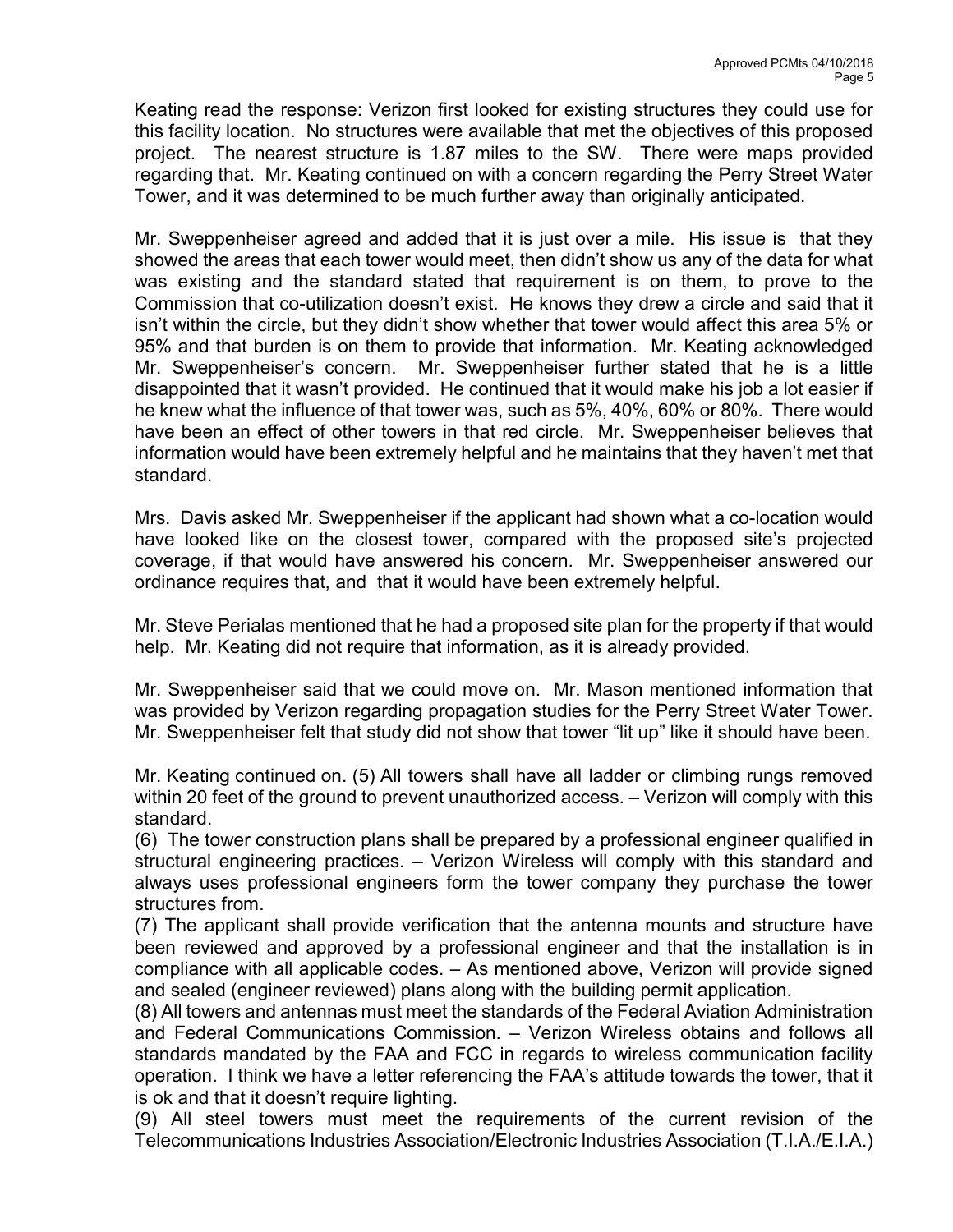Keating read the response: Verizon first looked for existing structures they could use for this facility location. No structures were available that met the objectives of this proposed project. The nearest structure is 1.87 miles to the SW. There were maps provided regarding that. Mr. Keating continued on with a concern regarding the Perry Street Water Tower, and it was determined to be much further away than originally anticipated.

Mr. Sweppenheiser agreed and added that it is just over a mile. His issue is that they showed the areas that each tower would meet, then didn't show us any of the data for what was existing and the standard stated that requirement is on them, to prove to the Commission that co-utilization doesn't exist. He knows they drew a circle and said that it isn't within the circle, but they didn't show whether that tower would affect this area 5% or 95% and that burden is on them to provide that information. Mr. Keating acknowledged Mr. Sweppenheiser's concern. Mr. Sweppenheiser further stated that he is a little disappointed that it wasn't provided. He continued that it would make his job a lot easier if he knew what the influence of that tower was, such as 5%, 40%, 60% or 80%. There would have been an effect of other towers in that red circle. Mr. Sweppenheiser believes that information would have been extremely helpful and he maintains that they haven't met that standard.

Mrs. Davis asked Mr. Sweppenheiser if the applicant had shown what a co-location would have looked like on the closest tower, compared with the proposed site's projected coverage, if that would have answered his concern. Mr. Sweppenheiser answered our ordinance requires that, and that it would have been extremely helpful.

Mr. Steve Perialas mentioned that he had a proposed site plan for the property if that would help. Mr. Keating did not require that information, as it is already provided.

Mr. Sweppenheiser said that we could move on. Mr. Mason mentioned information that was provided by Verizon regarding propagation studies for the Perry Street Water Tower. Mr. Sweppenheiser felt that study did not show that tower "lit up" like it should have been.

Mr. Keating continued on. (5) All towers shall have all ladder or climbing rungs removed within 20 feet of the ground to prevent unauthorized access. – Verizon will comply with this standard.

(6) The tower construction plans shall be prepared by a professional engineer qualified in structural engineering practices. – Verizon Wireless will comply with this standard and always uses professional engineers form the tower company they purchase the tower structures from.

(7) The applicant shall provide verification that the antenna mounts and structure have been reviewed and approved by a professional engineer and that the installation is in compliance with all applicable codes. – As mentioned above, Verizon will provide signed and sealed (engineer reviewed) plans along with the building permit application.

(8) All towers and antennas must meet the standards of the Federal Aviation Administration and Federal Communications Commission. – Verizon Wireless obtains and follows all standards mandated by the FAA and FCC in regards to wireless communication facility operation. I think we have a letter referencing the FAA's attitude towards the tower, that it is ok and that it doesn't require lighting.

(9) All steel towers must meet the requirements of the current revision of the Telecommunications Industries Association/Electronic Industries Association (T.I.A./E.I.A.)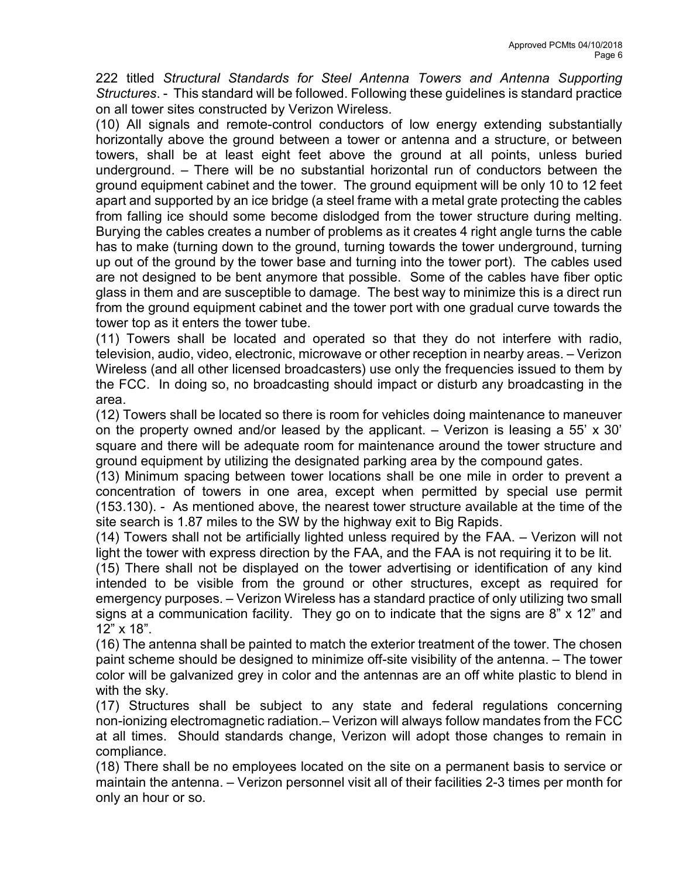222 titled *Structural Standards for Steel Antenna Towers and Antenna Supporting Structures*. - This standard will be followed. Following these guidelines is standard practice on all tower sites constructed by Verizon Wireless.

(10) All signals and remote-control conductors of low energy extending substantially horizontally above the ground between a tower or antenna and a structure, or between towers, shall be at least eight feet above the ground at all points, unless buried underground. – There will be no substantial horizontal run of conductors between the ground equipment cabinet and the tower. The ground equipment will be only 10 to 12 feet apart and supported by an ice bridge (a steel frame with a metal grate protecting the cables from falling ice should some become dislodged from the tower structure during melting. Burying the cables creates a number of problems as it creates 4 right angle turns the cable has to make (turning down to the ground, turning towards the tower underground, turning up out of the ground by the tower base and turning into the tower port). The cables used are not designed to be bent anymore that possible. Some of the cables have fiber optic glass in them and are susceptible to damage. The best way to minimize this is a direct run from the ground equipment cabinet and the tower port with one gradual curve towards the tower top as it enters the tower tube.

(11) Towers shall be located and operated so that they do not interfere with radio, television, audio, video, electronic, microwave or other reception in nearby areas. – Verizon Wireless (and all other licensed broadcasters) use only the frequencies issued to them by the FCC. In doing so, no broadcasting should impact or disturb any broadcasting in the area.

(12) Towers shall be located so there is room for vehicles doing maintenance to maneuver on the property owned and/or leased by the applicant. – Verizon is leasing a 55' x 30' square and there will be adequate room for maintenance around the tower structure and ground equipment by utilizing the designated parking area by the compound gates.

(13) Minimum spacing between tower locations shall be one mile in order to prevent a concentration of towers in one area, except when permitted by special use permit (153.130). - As mentioned above, the nearest tower structure available at the time of the site search is 1.87 miles to the SW by the highway exit to Big Rapids.

(14) Towers shall not be artificially lighted unless required by the FAA. – Verizon will not light the tower with express direction by the FAA, and the FAA is not requiring it to be lit.

(15) There shall not be displayed on the tower advertising or identification of any kind intended to be visible from the ground or other structures, except as required for emergency purposes. – Verizon Wireless has a standard practice of only utilizing two small signs at a communication facility. They go on to indicate that the signs are 8" x 12" and 12" x 18".

(16) The antenna shall be painted to match the exterior treatment of the tower. The chosen paint scheme should be designed to minimize off-site visibility of the antenna. – The tower color will be galvanized grey in color and the antennas are an off white plastic to blend in with the sky.

(17) Structures shall be subject to any state and federal regulations concerning non-ionizing electromagnetic radiation.– Verizon will always follow mandates from the FCC at all times. Should standards change, Verizon will adopt those changes to remain in compliance.

(18) There shall be no employees located on the site on a permanent basis to service or maintain the antenna. – Verizon personnel visit all of their facilities 2-3 times per month for only an hour or so.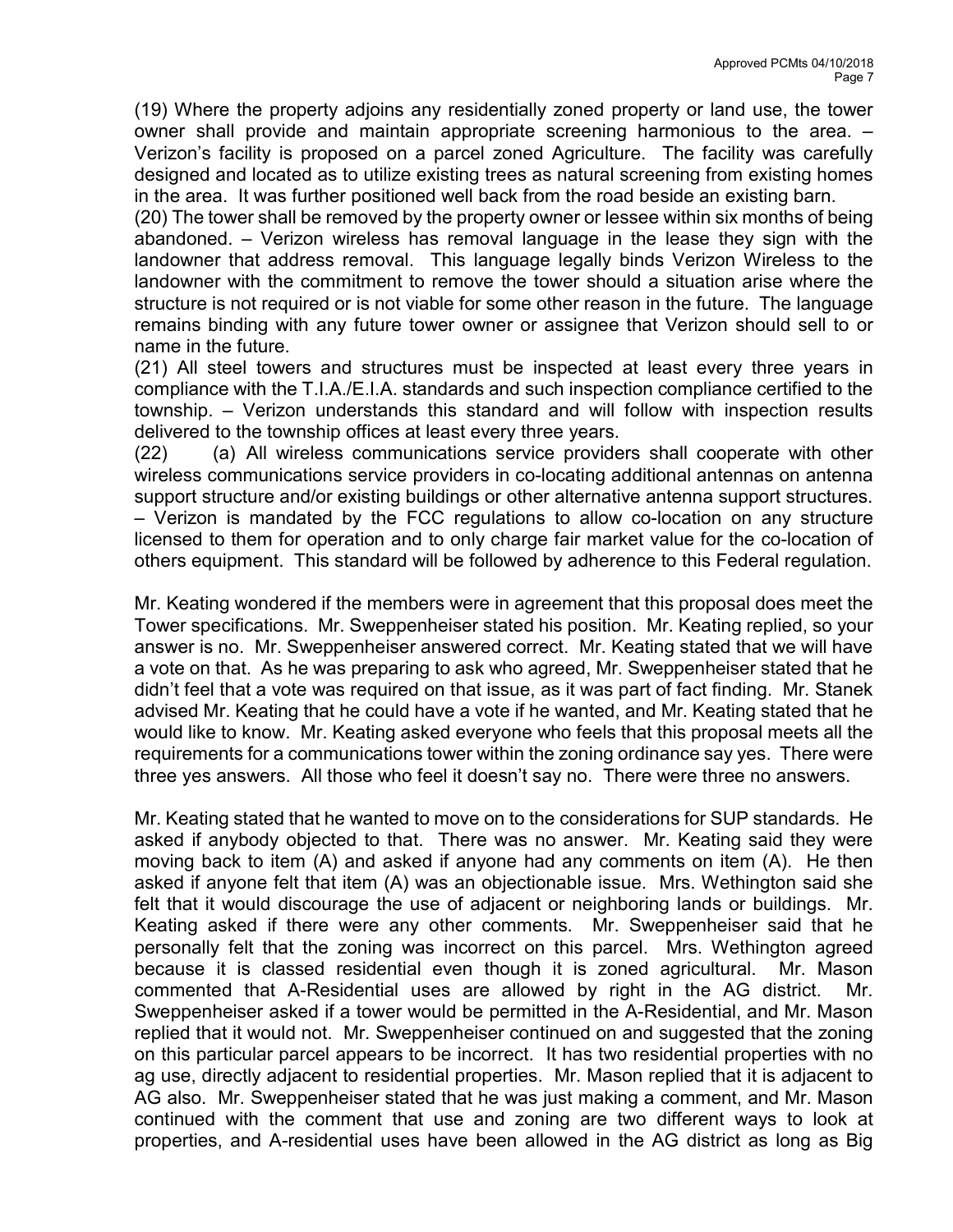(19) Where the property adjoins any residentially zoned property or land use, the tower owner shall provide and maintain appropriate screening harmonious to the area. – Verizon's facility is proposed on a parcel zoned Agriculture. The facility was carefully designed and located as to utilize existing trees as natural screening from existing homes in the area. It was further positioned well back from the road beside an existing barn.

(20) The tower shall be removed by the property owner or lessee within six months of being abandoned. – Verizon wireless has removal language in the lease they sign with the landowner that address removal. This language legally binds Verizon Wireless to the landowner with the commitment to remove the tower should a situation arise where the structure is not required or is not viable for some other reason in the future. The language remains binding with any future tower owner or assignee that Verizon should sell to or name in the future.

(21) All steel towers and structures must be inspected at least every three years in compliance with the T.I.A./E.I.A. standards and such inspection compliance certified to the township. – Verizon understands this standard and will follow with inspection results delivered to the township offices at least every three years.

(22) (a) All wireless communications service providers shall cooperate with other wireless communications service providers in co-locating additional antennas on antenna support structure and/or existing buildings or other alternative antenna support structures. – Verizon is mandated by the FCC regulations to allow co-location on any structure licensed to them for operation and to only charge fair market value for the co-location of others equipment. This standard will be followed by adherence to this Federal regulation.

Mr. Keating wondered if the members were in agreement that this proposal does meet the Tower specifications. Mr. Sweppenheiser stated his position. Mr. Keating replied, so your answer is no. Mr. Sweppenheiser answered correct. Mr. Keating stated that we will have a vote on that. As he was preparing to ask who agreed, Mr. Sweppenheiser stated that he didn't feel that a vote was required on that issue, as it was part of fact finding. Mr. Stanek advised Mr. Keating that he could have a vote if he wanted, and Mr. Keating stated that he would like to know. Mr. Keating asked everyone who feels that this proposal meets all the requirements for a communications tower within the zoning ordinance say yes. There were three yes answers. All those who feel it doesn't say no. There were three no answers.

Mr. Keating stated that he wanted to move on to the considerations for SUP standards. He asked if anybody objected to that. There was no answer. Mr. Keating said they were moving back to item (A) and asked if anyone had any comments on item (A). He then asked if anyone felt that item (A) was an objectionable issue. Mrs. Wethington said she felt that it would discourage the use of adjacent or neighboring lands or buildings. Mr. Keating asked if there were any other comments. Mr. Sweppenheiser said that he personally felt that the zoning was incorrect on this parcel. Mrs. Wethington agreed because it is classed residential even though it is zoned agricultural. Mr. Mason commented that A-Residential uses are allowed by right in the AG district. Mr. Sweppenheiser asked if a tower would be permitted in the A-Residential, and Mr. Mason replied that it would not. Mr. Sweppenheiser continued on and suggested that the zoning on this particular parcel appears to be incorrect. It has two residential properties with no ag use, directly adjacent to residential properties. Mr. Mason replied that it is adjacent to AG also. Mr. Sweppenheiser stated that he was just making a comment, and Mr. Mason continued with the comment that use and zoning are two different ways to look at properties, and A-residential uses have been allowed in the AG district as long as Big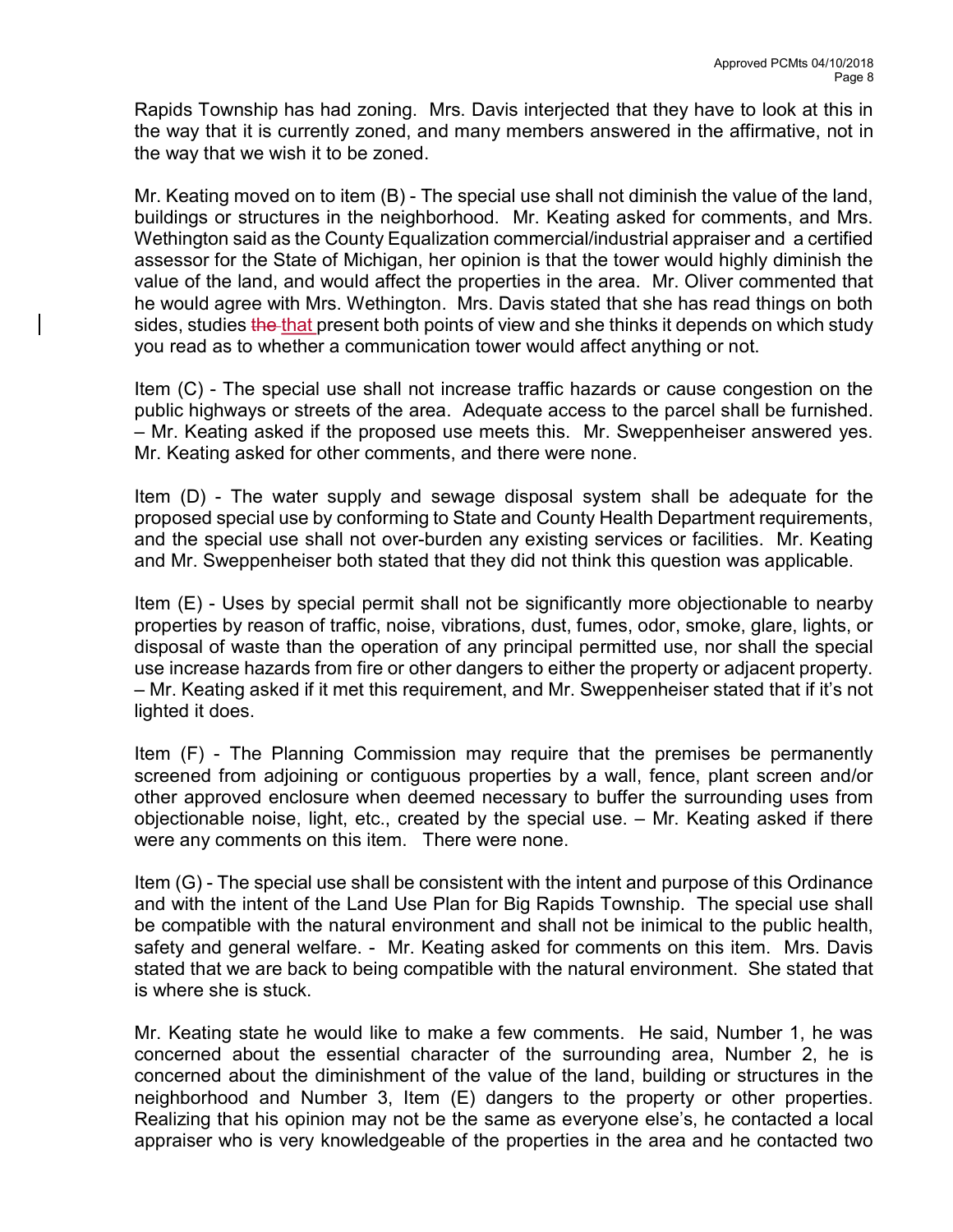Rapids Township has had zoning. Mrs. Davis interjected that they have to look at this in the way that it is currently zoned, and many members answered in the affirmative, not in the way that we wish it to be zoned.

Mr. Keating moved on to item (B) - The special use shall not diminish the value of the land, buildings or structures in the neighborhood. Mr. Keating asked for comments, and Mrs. Wethington said as the County Equalization commercial/industrial appraiser and a certified assessor for the State of Michigan, her opinion is that the tower would highly diminish the value of the land, and would affect the properties in the area. Mr. Oliver commented that he would agree with Mrs. Wethington. Mrs. Davis stated that she has read things on both sides, studies ~~the~~ that present both points of view and she thinks it depends on which study you read as to whether a communication tower would affect anything or not.

Item (C) - The special use shall not increase traffic hazards or cause congestion on the public highways or streets of the area. Adequate access to the parcel shall be furnished. – Mr. Keating asked if the proposed use meets this. Mr. Sweppenheiser answered yes. Mr. Keating asked for other comments, and there were none.

Item (D) - The water supply and sewage disposal system shall be adequate for the proposed special use by conforming to State and County Health Department requirements, and the special use shall not over-burden any existing services or facilities. Mr. Keating and Mr. Sweppenheiser both stated that they did not think this question was applicable.

Item (E) - Uses by special permit shall not be significantly more objectionable to nearby properties by reason of traffic, noise, vibrations, dust, fumes, odor, smoke, glare, lights, or disposal of waste than the operation of any principal permitted use, nor shall the special use increase hazards from fire or other dangers to either the property or adjacent property. – Mr. Keating asked if it met this requirement, and Mr. Sweppenheiser stated that if it's not lighted it does.

Item (F) - The Planning Commission may require that the premises be permanently screened from adjoining or contiguous properties by a wall, fence, plant screen and/or other approved enclosure when deemed necessary to buffer the surrounding uses from objectionable noise, light, etc., created by the special use. – Mr. Keating asked if there were any comments on this item. There were none.

Item (G) - The special use shall be consistent with the intent and purpose of this Ordinance and with the intent of the Land Use Plan for Big Rapids Township. The special use shall be compatible with the natural environment and shall not be inimical to the public health, safety and general welfare. - Mr. Keating asked for comments on this item. Mrs. Davis stated that we are back to being compatible with the natural environment. She stated that is where she is stuck.

Mr. Keating state he would like to make a few comments. He said, Number 1, he was concerned about the essential character of the surrounding area, Number 2, he is concerned about the diminishment of the value of the land, building or structures in the neighborhood and Number 3, Item (E) dangers to the property or other properties. Realizing that his opinion may not be the same as everyone else's, he contacted a local appraiser who is very knowledgeable of the properties in the area and he contacted two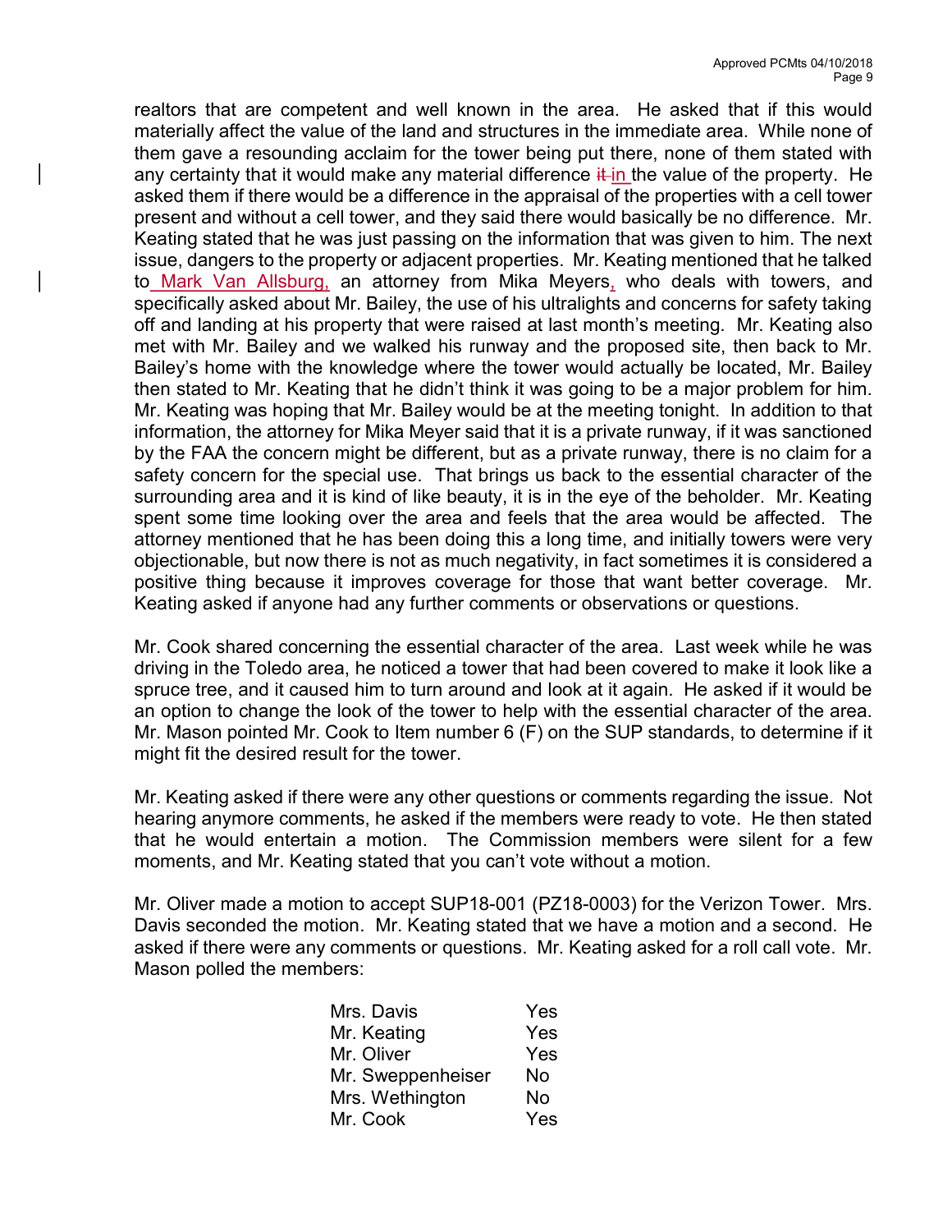realtors that are competent and well known in the area. He asked that if this would materially affect the value of the land and structures in the immediate area. While none of them gave a resounding acclaim for the tower being put there, none of them stated with any certainty that it would make any material difference ~~it~~ in the value of the property. He asked them if there would be a difference in the appraisal of the properties with a cell tower present and without a cell tower, and they said there would basically be no difference. Mr. Keating stated that he was just passing on the information that was given to him. The next issue, dangers to the property or adjacent properties. Mr. Keating mentioned that he talked to Mark Van Allsburg, an attorney from Mika Meyers, who deals with towers, and specifically asked about Mr. Bailey, the use of his ultralights and concerns for safety taking off and landing at his property that were raised at last month's meeting. Mr. Keating also met with Mr. Bailey and we walked his runway and the proposed site, then back to Mr. Bailey's home with the knowledge where the tower would actually be located, Mr. Bailey then stated to Mr. Keating that he didn't think it was going to be a major problem for him. Mr. Keating was hoping that Mr. Bailey would be at the meeting tonight. In addition to that information, the attorney for Mika Meyer said that it is a private runway, if it was sanctioned by the FAA the concern might be different, but as a private runway, there is no claim for a safety concern for the special use. That brings us back to the essential character of the surrounding area and it is kind of like beauty, it is in the eye of the beholder. Mr. Keating spent some time looking over the area and feels that the area would be affected. The attorney mentioned that he has been doing this a long time, and initially towers were very objectionable, but now there is not as much negativity, in fact sometimes it is considered a positive thing because it improves coverage for those that want better coverage. Mr. Keating asked if anyone had any further comments or observations or questions.

Mr. Cook shared concerning the essential character of the area. Last week while he was driving in the Toledo area, he noticed a tower that had been covered to make it look like a spruce tree, and it caused him to turn around and look at it again. He asked if it would be an option to change the look of the tower to help with the essential character of the area. Mr. Mason pointed Mr. Cook to Item number 6 (F) on the SUP standards, to determine if it might fit the desired result for the tower.

Mr. Keating asked if there were any other questions or comments regarding the issue. Not hearing anymore comments, he asked if the members were ready to vote. He then stated that he would entertain a motion. The Commission members were silent for a few moments, and Mr. Keating stated that you can't vote without a motion.

Mr. Oliver made a motion to accept SUP18-001 (PZ18-0003) for the Verizon Tower. Mrs. Davis seconded the motion. Mr. Keating stated that we have a motion and a second. He asked if there were any comments or questions. Mr. Keating asked for a roll call vote. Mr. Mason polled the members:

| | |
|---|---|
| Mrs. Davis | Yes |
| Mr. Keating | Yes |
| Mr. Oliver | Yes |
| Mr. Sweppenheiser | No |
| Mrs. Wethington | No |
| Mr. Cook | Yes |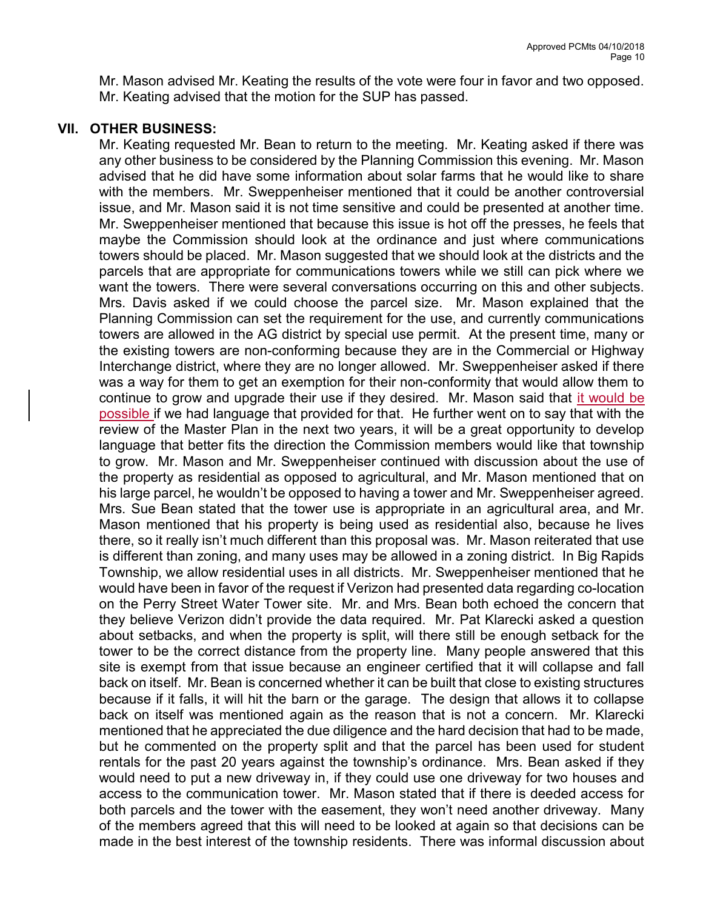Mr. Mason advised Mr. Keating the results of the vote were four in favor and two opposed. Mr. Keating advised that the motion for the SUP has passed.

## VII. OTHER BUSINESS:

Mr. Keating requested Mr. Bean to return to the meeting. Mr. Keating asked if there was any other business to be considered by the Planning Commission this evening. Mr. Mason advised that he did have some information about solar farms that he would like to share with the members. Mr. Sweppenheiser mentioned that it could be another controversial issue, and Mr. Mason said it is not time sensitive and could be presented at another time. Mr. Sweppenheiser mentioned that because this issue is hot off the presses, he feels that maybe the Commission should look at the ordinance and just where communications towers should be placed. Mr. Mason suggested that we should look at the districts and the parcels that are appropriate for communications towers while we still can pick where we want the towers. There were several conversations occurring on this and other subjects. Mrs. Davis asked if we could choose the parcel size. Mr. Mason explained that the Planning Commission can set the requirement for the use, and currently communications towers are allowed in the AG district by special use permit. At the present time, many or the existing towers are non-conforming because they are in the Commercial or Highway Interchange district, where they are no longer allowed. Mr. Sweppenheiser asked if there was a way for them to get an exemption for their non-conformity that would allow them to continue to grow and upgrade their use if they desired. Mr. Mason said that it would be possible if we had language that provided for that. He further went on to say that with the review of the Master Plan in the next two years, it will be a great opportunity to develop language that better fits the direction the Commission members would like that township to grow. Mr. Mason and Mr. Sweppenheiser continued with discussion about the use of the property as residential as opposed to agricultural, and Mr. Mason mentioned that on his large parcel, he wouldn't be opposed to having a tower and Mr. Sweppenheiser agreed. Mrs. Sue Bean stated that the tower use is appropriate in an agricultural area, and Mr. Mason mentioned that his property is being used as residential also, because he lives there, so it really isn't much different than this proposal was. Mr. Mason reiterated that use is different than zoning, and many uses may be allowed in a zoning district. In Big Rapids Township, we allow residential uses in all districts. Mr. Sweppenheiser mentioned that he would have been in favor of the request if Verizon had presented data regarding co-location on the Perry Street Water Tower site. Mr. and Mrs. Bean both echoed the concern that they believe Verizon didn't provide the data required. Mr. Pat Klarecki asked a question about setbacks, and when the property is split, will there still be enough setback for the tower to be the correct distance from the property line. Many people answered that this site is exempt from that issue because an engineer certified that it will collapse and fall back on itself. Mr. Bean is concerned whether it can be built that close to existing structures because if it falls, it will hit the barn or the garage. The design that allows it to collapse back on itself was mentioned again as the reason that is not a concern. Mr. Klarecki mentioned that he appreciated the due diligence and the hard decision that had to be made, but he commented on the property split and that the parcel has been used for student rentals for the past 20 years against the township's ordinance. Mrs. Bean asked if they would need to put a new driveway in, if they could use one driveway for two houses and access to the communication tower. Mr. Mason stated that if there is deeded access for both parcels and the tower with the easement, they won't need another driveway. Many of the members agreed that this will need to be looked at again so that decisions can be made in the best interest of the township residents. There was informal discussion about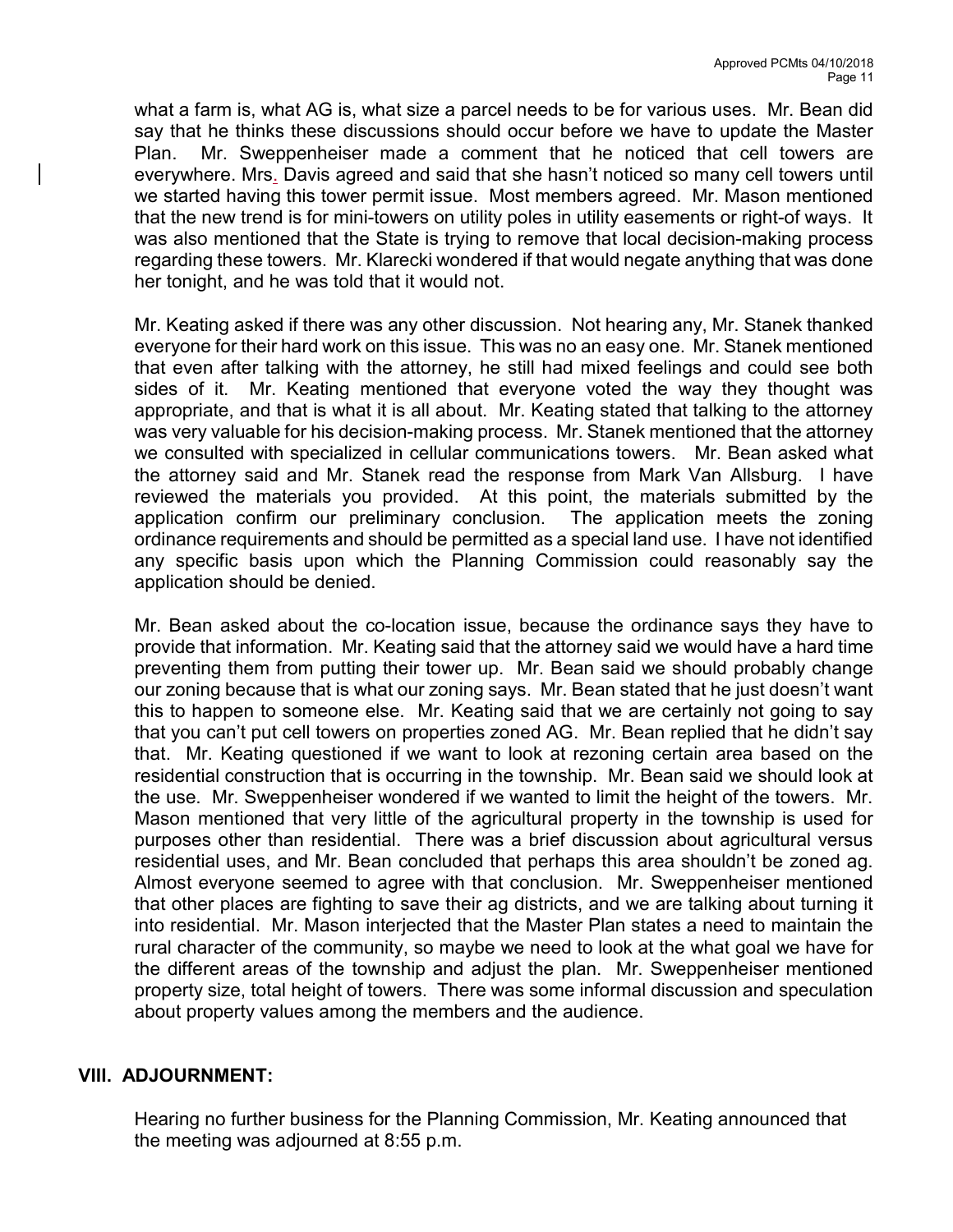what a farm is, what AG is, what size a parcel needs to be for various uses. Mr. Bean did say that he thinks these discussions should occur before we have to update the Master Plan. Mr. Sweppenheiser made a comment that he noticed that cell towers are everywhere. Mrs. Davis agreed and said that she hasn't noticed so many cell towers until we started having this tower permit issue. Most members agreed. Mr. Mason mentioned that the new trend is for mini-towers on utility poles in utility easements or right-of ways. It was also mentioned that the State is trying to remove that local decision-making process regarding these towers. Mr. Klarecki wondered if that would negate anything that was done her tonight, and he was told that it would not.

Mr. Keating asked if there was any other discussion. Not hearing any, Mr. Stanek thanked everyone for their hard work on this issue. This was no an easy one. Mr. Stanek mentioned that even after talking with the attorney, he still had mixed feelings and could see both sides of it. Mr. Keating mentioned that everyone voted the way they thought was appropriate, and that is what it is all about. Mr. Keating stated that talking to the attorney was very valuable for his decision-making process. Mr. Stanek mentioned that the attorney we consulted with specialized in cellular communications towers. Mr. Bean asked what the attorney said and Mr. Stanek read the response from Mark Van Allsburg. I have reviewed the materials you provided. At this point, the materials submitted by the application confirm our preliminary conclusion. The application meets the zoning ordinance requirements and should be permitted as a special land use. I have not identified any specific basis upon which the Planning Commission could reasonably say the application should be denied.

Mr. Bean asked about the co-location issue, because the ordinance says they have to provide that information. Mr. Keating said that the attorney said we would have a hard time preventing them from putting their tower up. Mr. Bean said we should probably change our zoning because that is what our zoning says. Mr. Bean stated that he just doesn't want this to happen to someone else. Mr. Keating said that we are certainly not going to say that you can't put cell towers on properties zoned AG. Mr. Bean replied that he didn't say that. Mr. Keating questioned if we want to look at rezoning certain area based on the residential construction that is occurring in the township. Mr. Bean said we should look at the use. Mr. Sweppenheiser wondered if we wanted to limit the height of the towers. Mr. Mason mentioned that very little of the agricultural property in the township is used for purposes other than residential. There was a brief discussion about agricultural versus residential uses, and Mr. Bean concluded that perhaps this area shouldn't be zoned ag. Almost everyone seemed to agree with that conclusion. Mr. Sweppenheiser mentioned that other places are fighting to save their ag districts, and we are talking about turning it into residential. Mr. Mason interjected that the Master Plan states a need to maintain the rural character of the community, so maybe we need to look at the what goal we have for the different areas of the township and adjust the plan. Mr. Sweppenheiser mentioned property size, total height of towers. There was some informal discussion and speculation about property values among the members and the audience.

## VIII. ADJOURNMENT:

Hearing no further business for the Planning Commission, Mr. Keating announced that the meeting was adjourned at 8:55 p.m.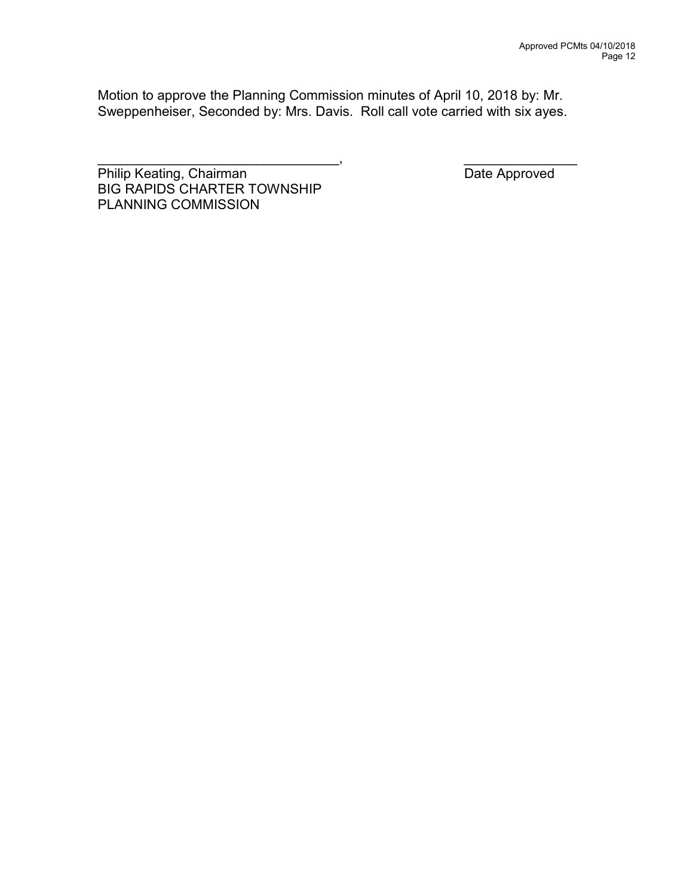Motion to approve the Planning Commission minutes of April 10, 2018 by: Mr. Sweppenheiser, Seconded by: Mrs. Davis. Roll call vote carried with six ayes.

_________________________________, _______________

Philip Keating, Chairman Date Approved

BIG RAPIDS CHARTER TOWNSHIP

PLANNING COMMISSION